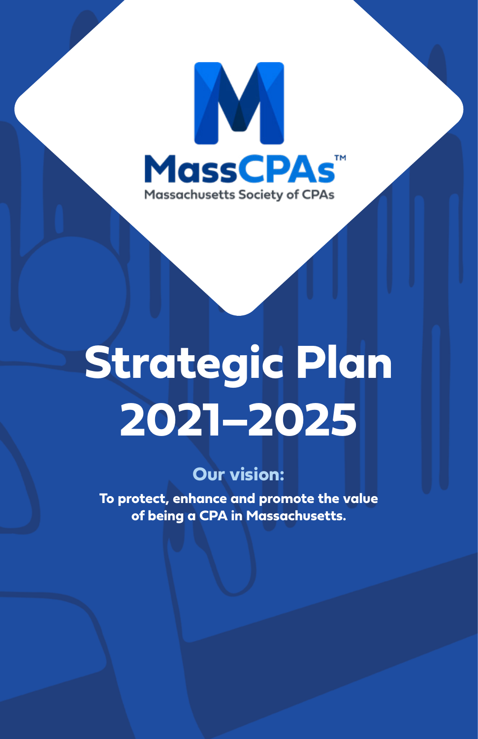MassCPAs™

Massachusetts Society of CPAs

# Strategic Plan 2021–2025

## Our vision:

**To protect, enhance and promote the value of being a CPA in Massachusetts.**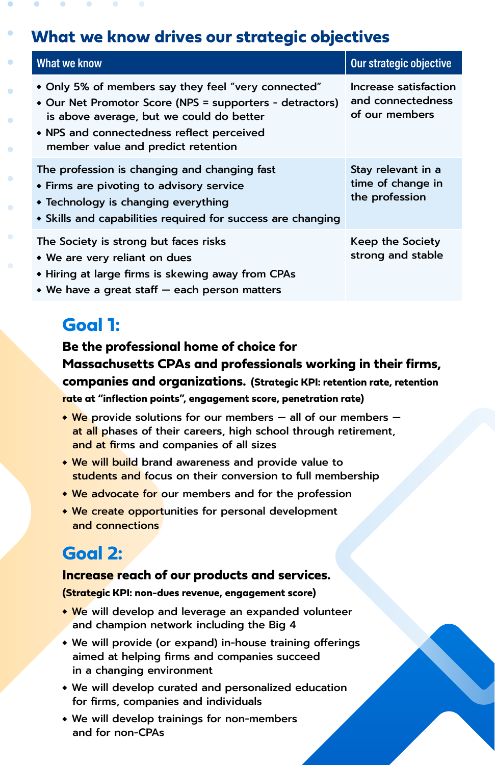## What we know drives our strategic objectives

| What we know | Our strategic objective |
|---|---|
| • Only 5% of members say they feel "very connected"<br>• Our Net Promotor Score (NPS = supporters - detractors) is above average, but we could do better<br>• NPS and connectedness reflect perceived member value and predict retention | Increase satisfaction and connectedness of our members |
| The profession is changing and changing fast<br>• Firms are pivoting to advisory service<br>• Technology is changing everything<br>• Skills and capabilities required for success are changing | Stay relevant in a time of change in the profession |
| The Society is strong but faces risks<br>• We are very reliant on dues<br>• Hiring at large firms is skewing away from CPAs<br>• We have a great staff — each person matters | Keep the Society strong and stable |

## Goal 1:

**Be the professional home of choice for Massachusetts CPAs and professionals working in their firms, companies and organizations.** **(Strategic KPI: retention rate, retention rate at "inflection points", engagement score, penetration rate)**

- We provide solutions for our members — all of our members — at all phases of their careers, high school through retirement, and at firms and companies of all sizes
- We will build brand awareness and provide value to students and focus on their conversion to full membership
- We advocate for our members and for the profession
- We create opportunities for personal development and connections

## Goal 2:

**Increase reach of our products and services.**

**(Strategic KPI: non-dues revenue, engagement score)**

- We will develop and leverage an expanded volunteer and champion network including the Big 4
- We will provide (or expand) in-house training offerings aimed at helping firms and companies succeed in a changing environment
- We will develop curated and personalized education for firms, companies and individuals
- We will develop trainings for non-members and for non-CPAs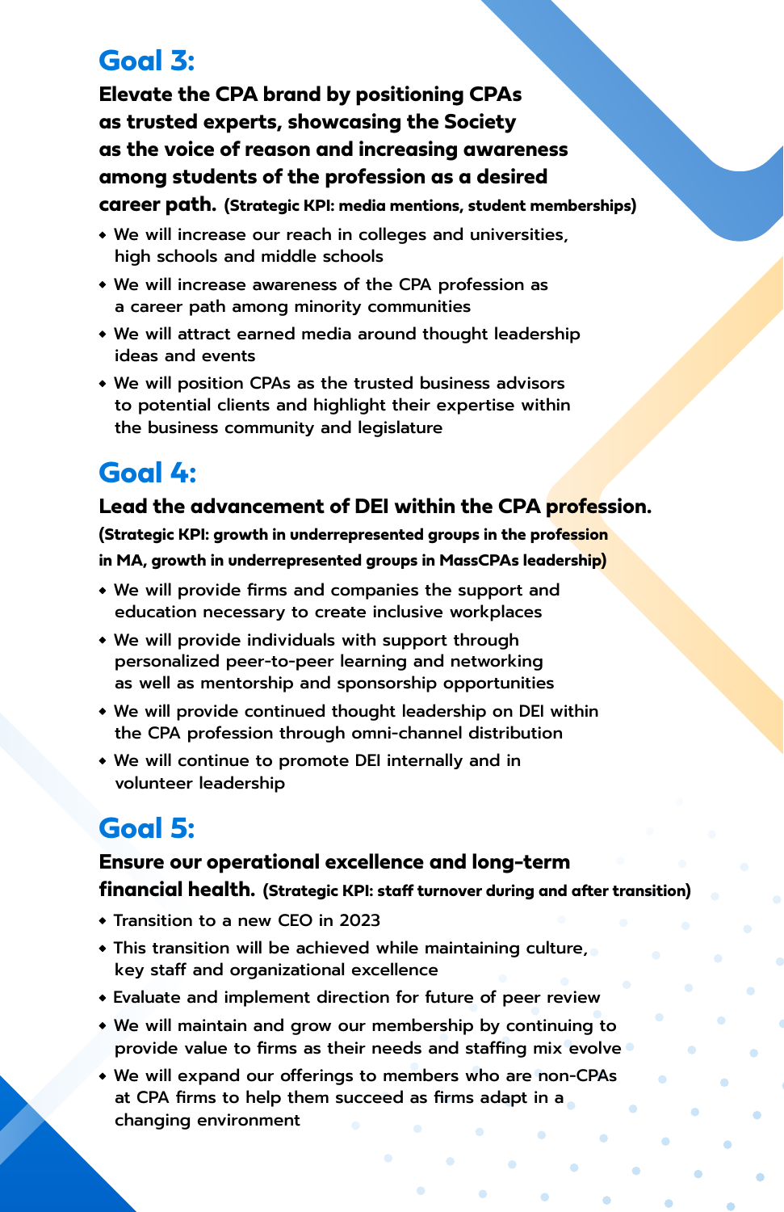## Goal 3:

**Elevate the CPA brand by positioning CPAs as trusted experts, showcasing the Society as the voice of reason and increasing awareness among students of the profession as a desired career path. (Strategic KPI: media mentions, student memberships)**

- We will increase our reach in colleges and universities, high schools and middle schools
- We will increase awareness of the CPA profession as a career path among minority communities
- We will attract earned media around thought leadership ideas and events
- We will position CPAs as the trusted business advisors to potential clients and highlight their expertise within the business community and legislature

## Goal 4:

**Lead the advancement of DEI within the CPA profession.**

**(Strategic KPI: growth in underrepresented groups in the profession in MA, growth in underrepresented groups in MassCPAs leadership)**

- We will provide firms and companies the support and education necessary to create inclusive workplaces
- We will provide individuals with support through personalized peer-to-peer learning and networking as well as mentorship and sponsorship opportunities
- We will provide continued thought leadership on DEI within the CPA profession through omni-channel distribution
- We will continue to promote DEI internally and in volunteer leadership

## Goal 5:

**Ensure our operational excellence and long-term financial health. (Strategic KPI: staff turnover during and after transition)**

- Transition to a new CEO in 2023
- This transition will be achieved while maintaining culture, key staff and organizational excellence
- Evaluate and implement direction for future of peer review
- We will maintain and grow our membership by continuing to provide value to firms as their needs and staffing mix evolve
- We will expand our offerings to members who are non-CPAs at CPA firms to help them succeed as firms adapt in a changing environment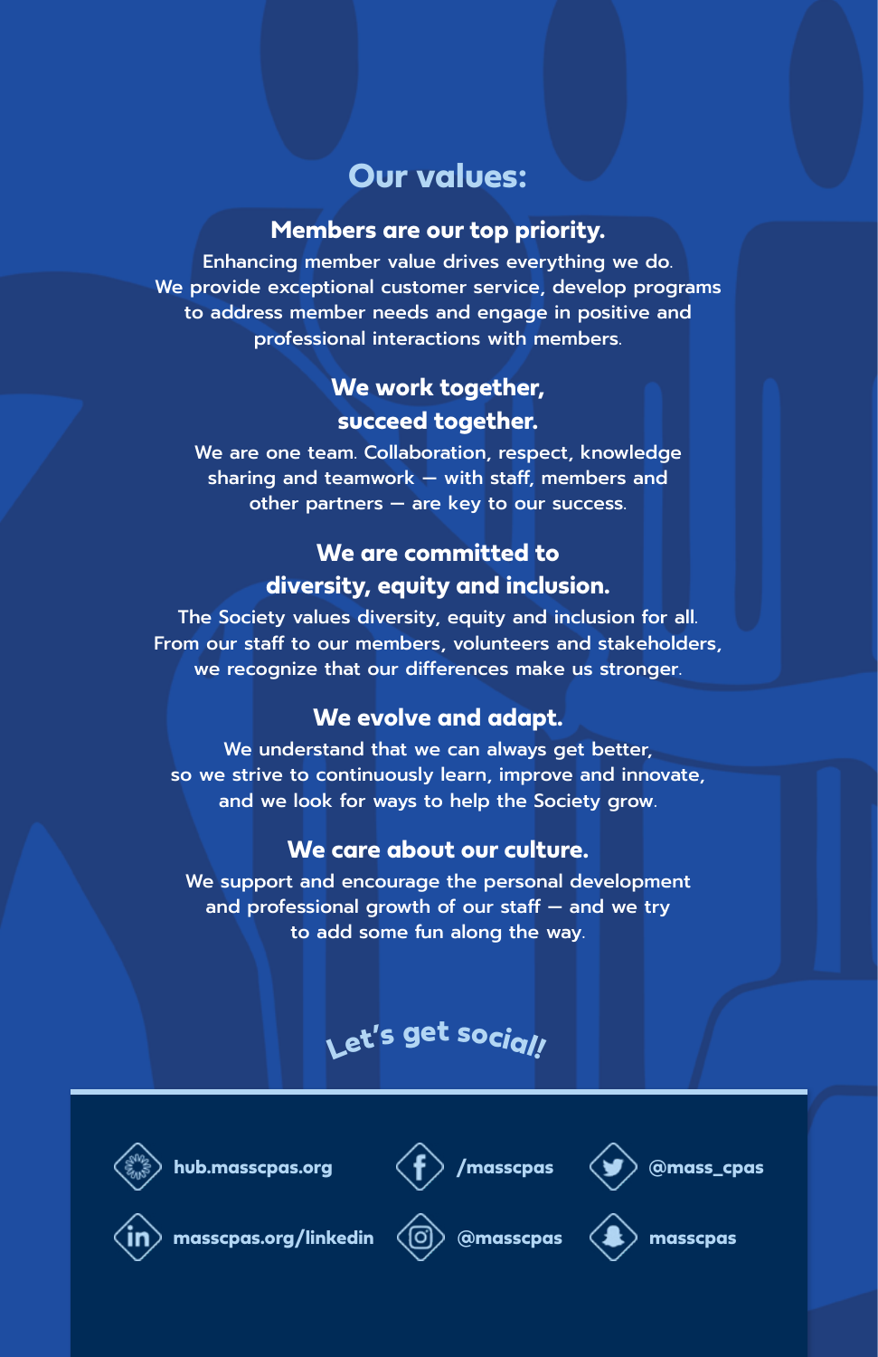# Our values:

## Members are our top priority.

Enhancing member value drives everything we do. We provide exceptional customer service, develop programs to address member needs and engage in positive and professional interactions with members.

## We work together, succeed together.

We are one team. Collaboration, respect, knowledge sharing and teamwork — with staff, members and other partners — are key to our success.

## We are committed to diversity, equity and inclusion.

The Society values diversity, equity and inclusion for all. From our staff to our members, volunteers and stakeholders, we recognize that our differences make us stronger.

## We evolve and adapt.

We understand that we can always get better, so we strive to continuously learn, improve and innovate, and we look for ways to help the Society grow.

## We care about our culture.

We support and encourage the personal development and professional growth of our staff — and we try to add some fun along the way.

Let's get social!

hub.masscpas.org

/masscpas

@mass_cpas

masscpas.org/linkedin

@masscpas

masscpas